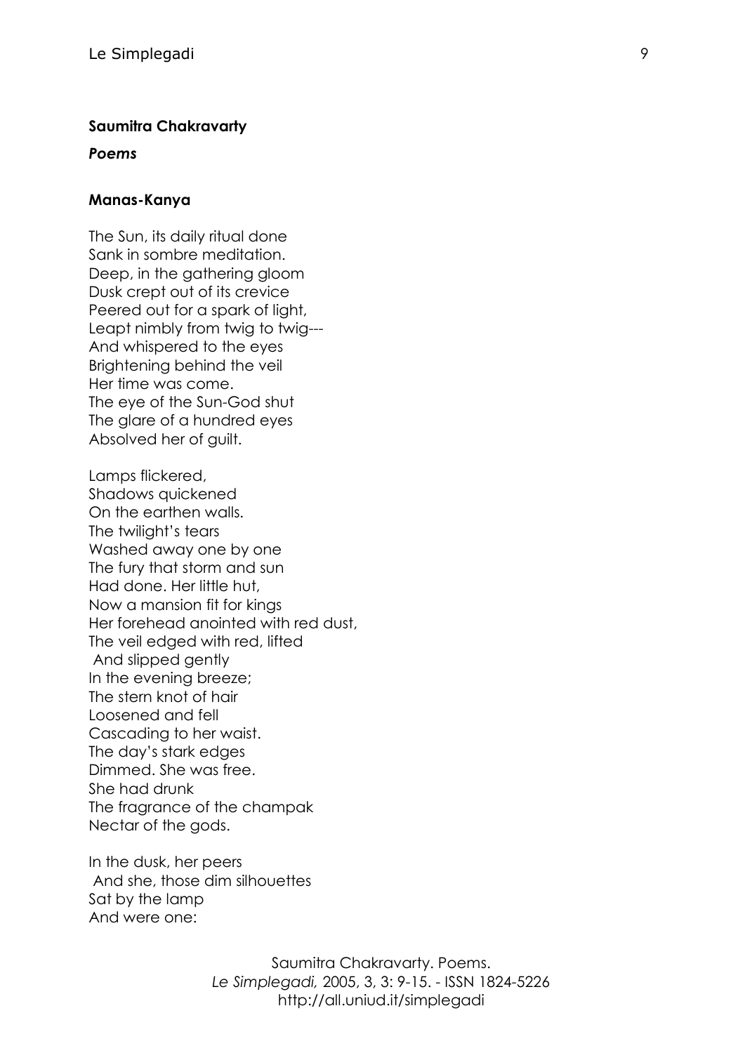**Saumitra Chakravarty**

***Poems***

**Manas-Kanya**

The Sun, its daily ritual done  
Sank in sombre meditation.  
Deep, in the gathering gloom  
Dusk crept out of its crevice  
Peered out for a spark of light,  
Leapt nimbly from twig to twig---  
And whispered to the eyes  
Brightening behind the veil  
Her time was come.  
The eye of the Sun-God shut  
The glare of a hundred eyes  
Absolved her of guilt.

Lamps flickered,  
Shadows quickened  
On the earthen walls.  
The twilight's tears  
Washed away one by one  
The fury that storm and sun  
Had done. Her little hut,  
Now a mansion fit for kings  
Her forehead anointed with red dust,  
The veil edged with red, lifted  
And slipped gently  
In the evening breeze;  
The stern knot of hair  
Loosened and fell  
Cascading to her waist.  
The day's stark edges  
Dimmed. She was free.  
She had drunk  
The fragrance of the champak  
Nectar of the gods.

In the dusk, her peers  
And she, those dim silhouettes  
Sat by the lamp  
And were one: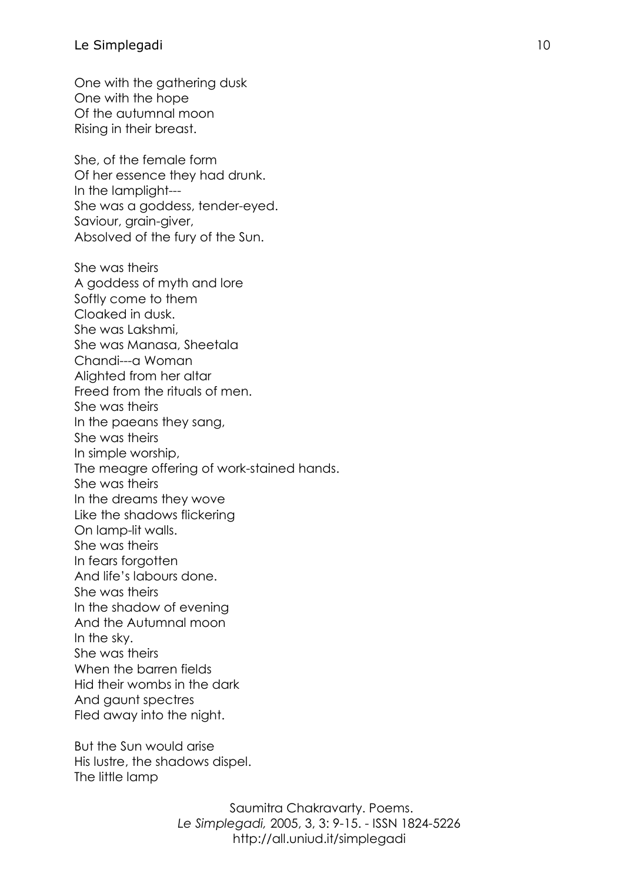One with the gathering dusk
One with the hope
Of the autumnal moon
Rising in their breast.

She, of the female form
Of her essence they had drunk.
In the lamplight---
She was a goddess, tender-eyed.
Saviour, grain-giver,
Absolved of the fury of the Sun.

She was theirs
A goddess of myth and lore
Softly come to them
Cloaked in dusk.
She was Lakshmi,
She was Manasa, Sheetala
Chandi---a Woman
Alighted from her altar
Freed from the rituals of men.
She was theirs
In the paeans they sang,
She was theirs
In simple worship,
The meagre offering of work-stained hands.
She was theirs
In the dreams they wove
Like the shadows flickering
On lamp-lit walls.
She was theirs
In fears forgotten
And life's labours done.
She was theirs
In the shadow of evening
And the Autumnal moon
In the sky.
She was theirs
When the barren fields
Hid their wombs in the dark
And gaunt spectres
Fled away into the night.

But the Sun would arise
His lustre, the shadows dispel.
The little lamp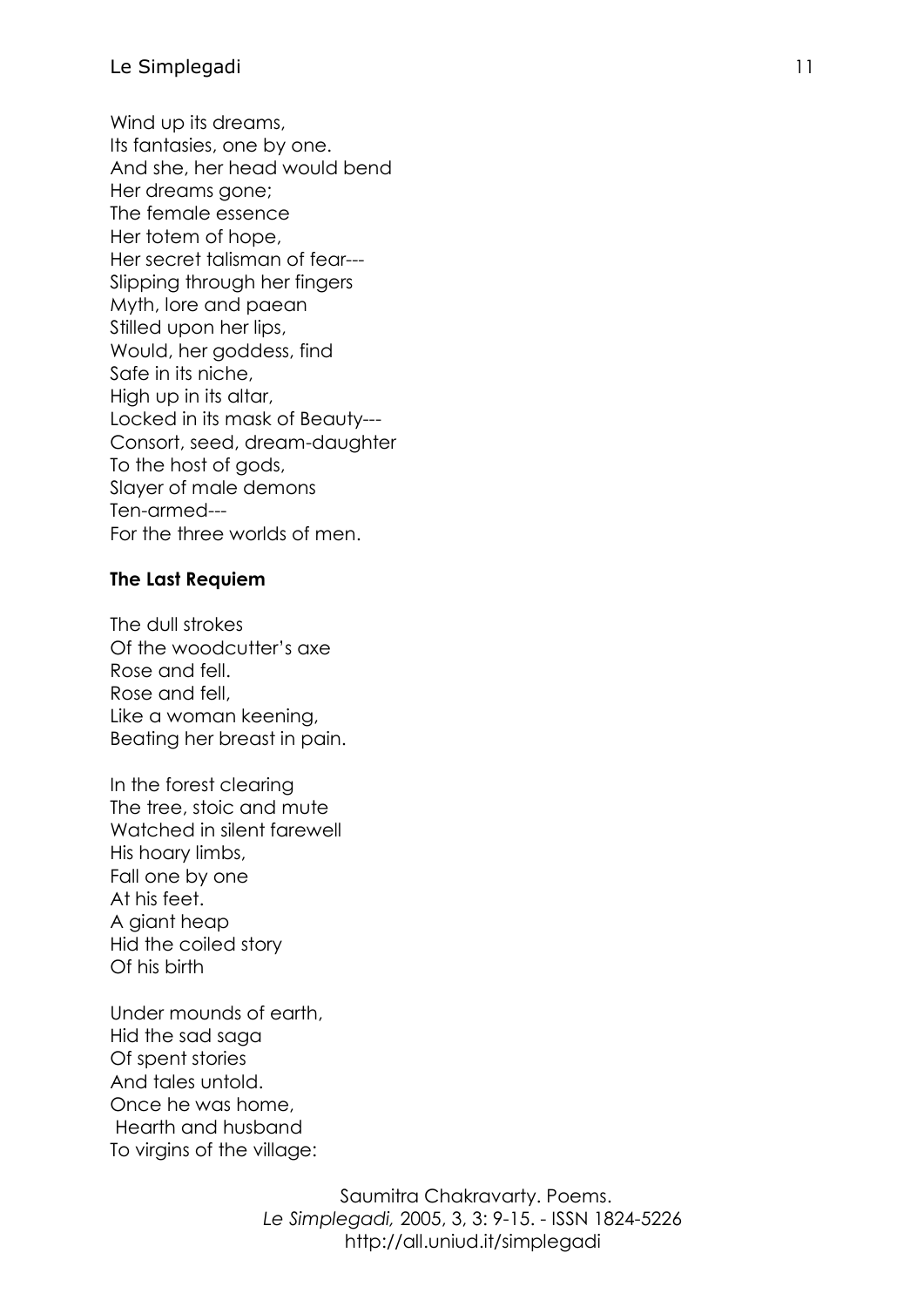Wind up its dreams,
Its fantasies, one by one.
And she, her head would bend
Her dreams gone;
The female essence
Her totem of hope,
Her secret talisman of fear---
Slipping through her fingers
Myth, lore and paean
Stilled upon her lips,
Would, her goddess, find
Safe in its niche,
High up in its altar,
Locked in its mask of Beauty---
Consort, seed, dream-daughter
To the host of gods,
Slayer of male demons
Ten-armed---
For the three worlds of men.

**The Last Requiem**

The dull strokes
Of the woodcutter's axe
Rose and fell.
Rose and fell,
Like a woman keening,
Beating her breast in pain.

In the forest clearing
The tree, stoic and mute
Watched in silent farewell
His hoary limbs,
Fall one by one
At his feet.
A giant heap
Hid the coiled story
Of his birth

Under mounds of earth,
Hid the sad saga
Of spent stories
And tales untold.
Once he was home,
Hearth and husband
To virgins of the village: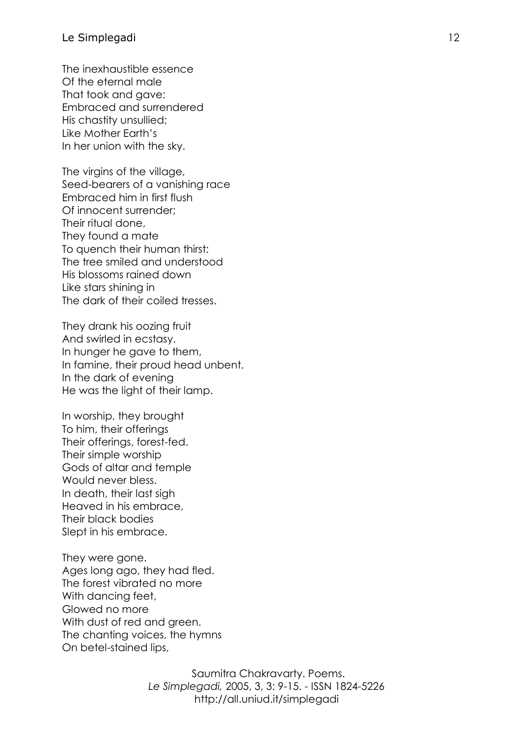The inexhaustible essence
Of the eternal male
That took and gave:
Embraced and surrendered
His chastity unsullied;
Like Mother Earth's
In her union with the sky.

The virgins of the village,
Seed-bearers of a vanishing race
Embraced him in first flush
Of innocent surrender;
Their ritual done,
They found a mate
To quench their human thirst:
The tree smiled and understood
His blossoms rained down
Like stars shining in
The dark of their coiled tresses.

They drank his oozing fruit
And swirled in ecstasy.
In hunger he gave to them,
In famine, their proud head unbent.
In the dark of evening
He was the light of their lamp.

In worship, they brought
To him, their offerings
Their offerings, forest-fed.
Their simple worship
Gods of altar and temple
Would never bless.
In death, their last sigh
Heaved in his embrace,
Their black bodies
Slept in his embrace.

They were gone.
Ages long ago, they had fled.
The forest vibrated no more
With dancing feet,
Glowed no more
With dust of red and green.
The chanting voices, the hymns
On betel-stained lips,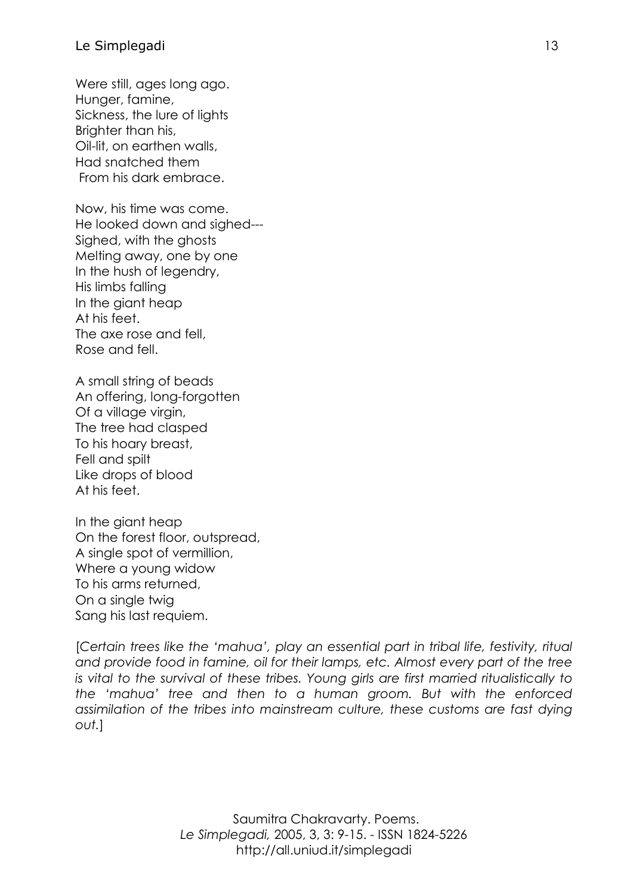Were still, ages long ago.  
Hunger, famine,  
Sickness, the lure of lights  
Brighter than his,  
Oil-lit, on earthen walls,  
Had snatched them  
From his dark embrace.

Now, his time was come.  
He looked down and sighed---  
Sighed, with the ghosts  
Melting away, one by one  
In the hush of legendry,  
His limbs falling  
In the giant heap  
At his feet.  
The axe rose and fell,  
Rose and fell.

A small string of beads  
An offering, long-forgotten  
Of a village virgin,  
The tree had clasped  
To his hoary breast,  
Fell and spilt  
Like drops of blood  
At his feet.

In the giant heap  
On the forest floor, outspread,  
A single spot of vermillion,  
Where a young widow  
To his arms returned,  
On a single twig  
Sang his last requiem.

[*Certain trees like the 'mahua', play an essential part in tribal life, festivity, ritual and provide food in famine, oil for their lamps, etc. Almost every part of the tree is vital to the survival of these tribes. Young girls are first married ritualistically to the 'mahua' tree and then to a human groom. But with the enforced assimilation of the tribes into mainstream culture, these customs are fast dying out.*]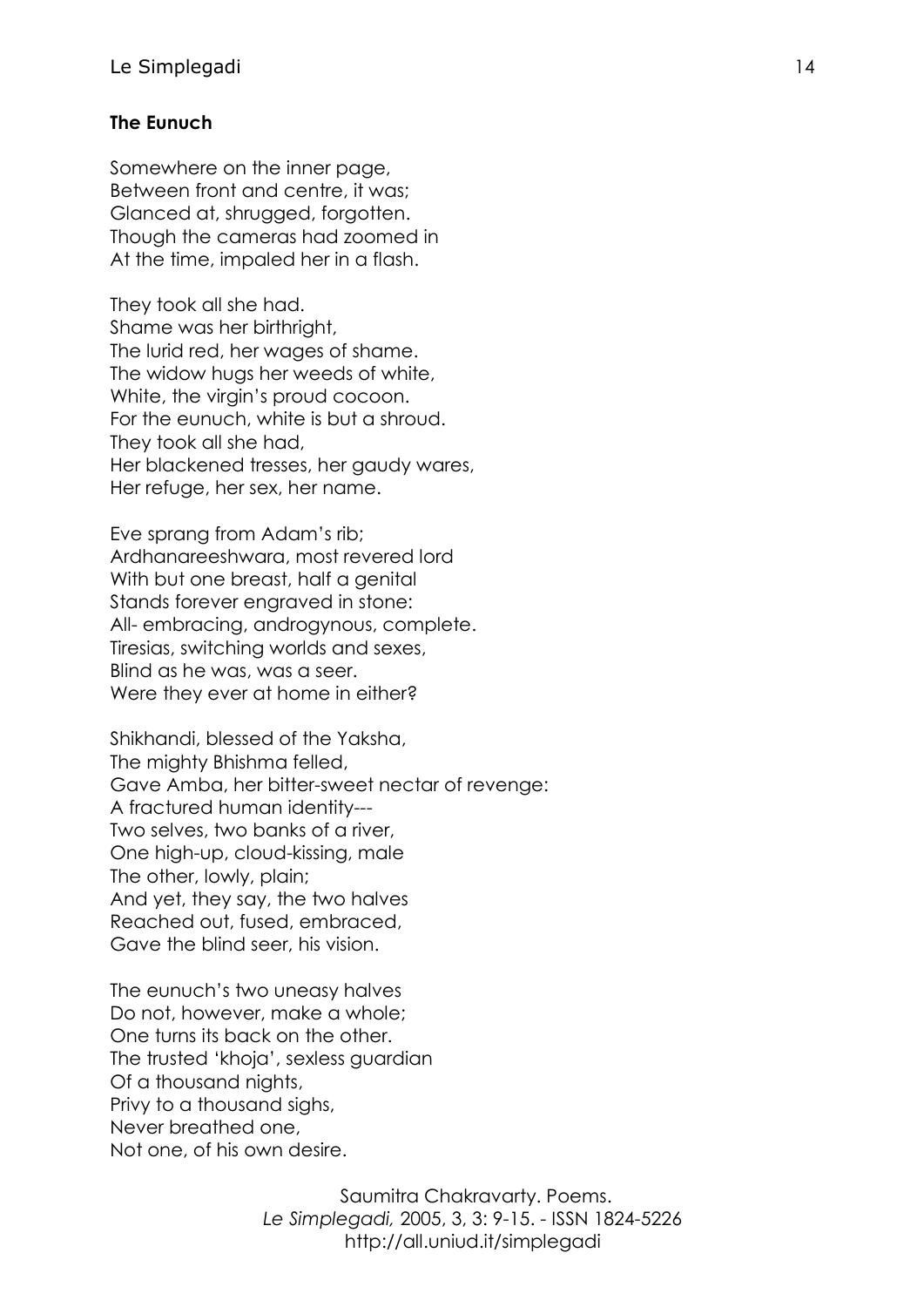**The Eunuch**

Somewhere on the inner page,  
Between front and centre, it was;  
Glanced at, shrugged, forgotten.  
Though the cameras had zoomed in  
At the time, impaled her in a flash.

They took all she had.  
Shame was her birthright,  
The lurid red, her wages of shame.  
The widow hugs her weeds of white,  
White, the virgin's proud cocoon.  
For the eunuch, white is but a shroud.  
They took all she had,  
Her blackened tresses, her gaudy wares,  
Her refuge, her sex, her name.

Eve sprang from Adam's rib;  
Ardhanareeshwara, most revered lord  
With but one breast, half a genital  
Stands forever engraved in stone:  
All- embracing, androgynous, complete.  
Tiresias, switching worlds and sexes,  
Blind as he was, was a seer.  
Were they ever at home in either?

Shikhandi, blessed of the Yaksha,  
The mighty Bhishma felled,  
Gave Amba, her bitter-sweet nectar of revenge:  
A fractured human identity---  
Two selves, two banks of a river,  
One high-up, cloud-kissing, male  
The other, lowly, plain;  
And yet, they say, the two halves  
Reached out, fused, embraced,  
Gave the blind seer, his vision.

The eunuch's two uneasy halves  
Do not, however, make a whole;  
One turns its back on the other.  
The trusted 'khoja', sexless guardian  
Of a thousand nights,  
Privy to a thousand sighs,  
Never breathed one,  
Not one, of his own desire.

Saumitra Chakravarty. Poems.  
*Le Simplegadi,* 2005, 3, 3: 9-15. - ISSN 1824-5226  
http://all.uniud.it/simplegadi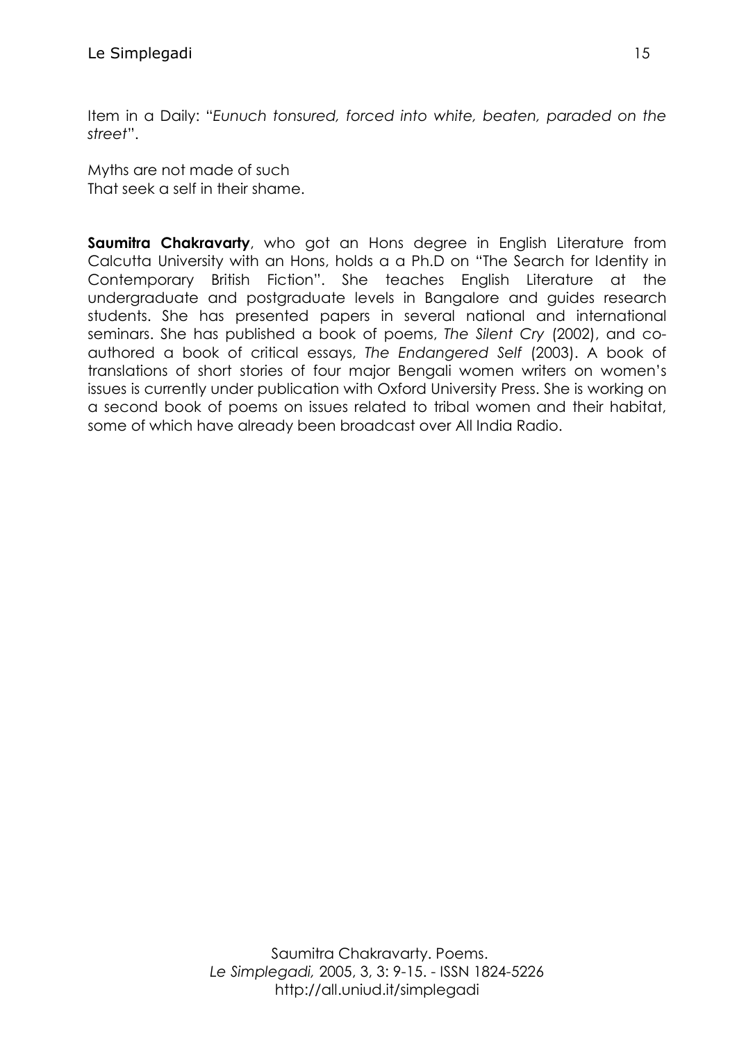Item in a Daily: "*Eunuch tonsured, forced into white, beaten, paraded on the street*".

Myths are not made of such  
That seek a self in their shame.

**Saumitra Chakravarty**, who got an Hons degree in English Literature from Calcutta University with an Hons, holds a a Ph.D on "The Search for Identity in Contemporary British Fiction". She teaches English Literature at the undergraduate and postgraduate levels in Bangalore and guides research students. She has presented papers in several national and international seminars. She has published a book of poems, *The Silent Cry* (2002), and co-authored a book of critical essays, *The Endangered Self* (2003). A book of translations of short stories of four major Bengali women writers on women's issues is currently under publication with Oxford University Press. She is working on a second book of poems on issues related to tribal women and their habitat, some of which have already been broadcast over All India Radio.